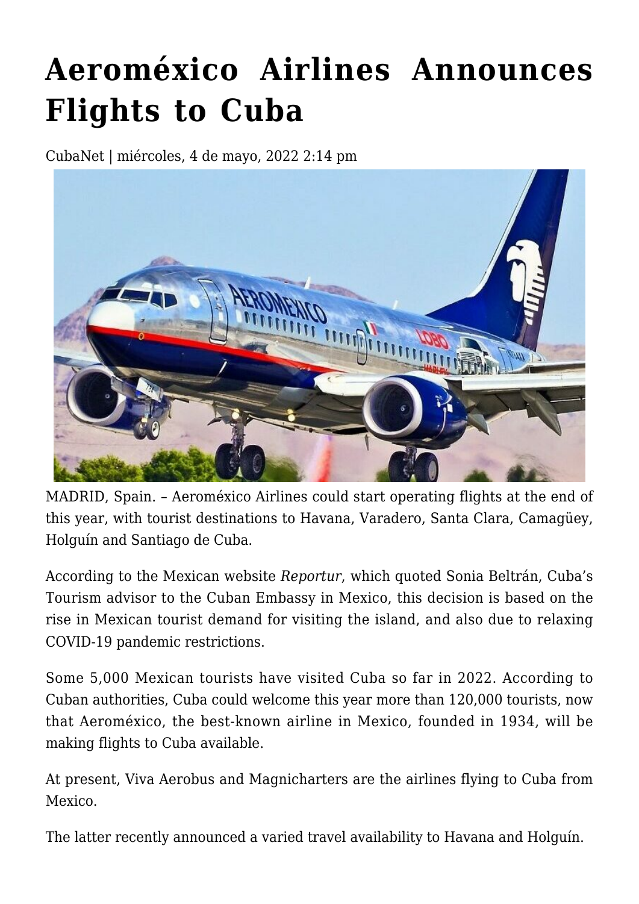# Aeroméxico Airlines Announces Flights to Cuba

CubaNet | miércoles, 4 de mayo, 2022 2:14 pm

MADRID, Spain. – Aeroméxico Airlines could start operating flights at the end of this year, with tourist destinations to Havana, Varadero, Santa Clara, Camagüey, Holguín and Santiago de Cuba.

According to the Mexican website *Reportur*, which quoted Sonia Beltrán, Cuba's Tourism advisor to the Cuban Embassy in Mexico, this decision is based on the rise in Mexican tourist demand for visiting the island, and also due to relaxing COVID-19 pandemic restrictions.

Some 5,000 Mexican tourists have visited Cuba so far in 2022. According to Cuban authorities, Cuba could welcome this year more than 120,000 tourists, now that Aeroméxico, the best-known airline in Mexico, founded in 1934, will be making flights to Cuba available.

At present, Viva Aerobus and Magnicharters are the airlines flying to Cuba from Mexico.

The latter recently announced a varied travel availability to Havana and Holguín.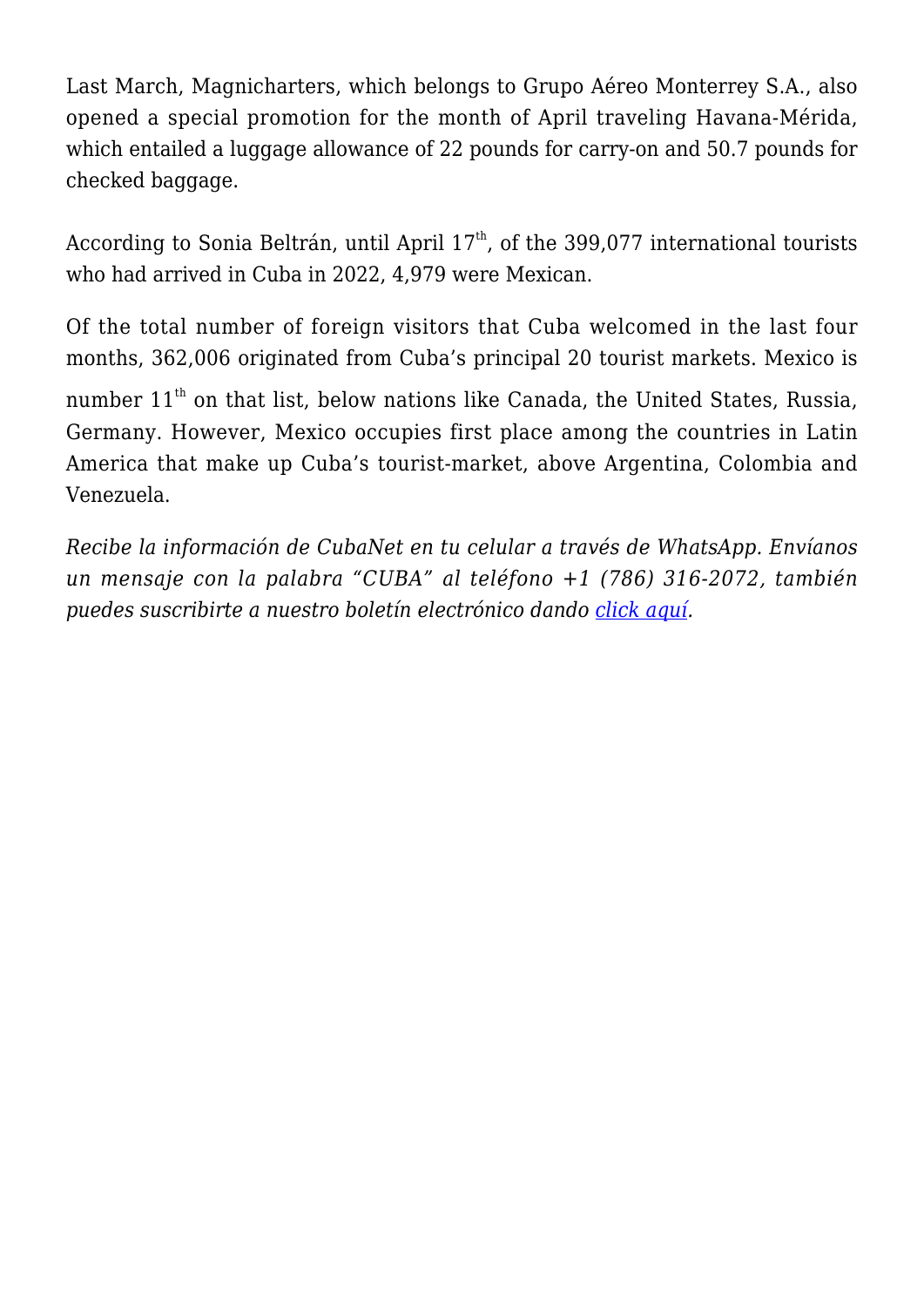Last March, Magnicharters, which belongs to Grupo Aéreo Monterrey S.A., also opened a special promotion for the month of April traveling Havana-Mérida, which entailed a luggage allowance of 22 pounds for carry-on and 50.7 pounds for checked baggage.

According to Sonia Beltrán, until April 17th, of the 399,077 international tourists who had arrived in Cuba in 2022, 4,979 were Mexican.

Of the total number of foreign visitors that Cuba welcomed in the last four months, 362,006 originated from Cuba's principal 20 tourist markets. Mexico is number 11th on that list, below nations like Canada, the United States, Russia, Germany. However, Mexico occupies first place among the countries in Latin America that make up Cuba's tourist-market, above Argentina, Colombia and Venezuela.

*Recibe la información de CubaNet en tu celular a través de WhatsApp. Envíanos un mensaje con la palabra "CUBA" al teléfono +1 (786) 316-2072, también puedes suscribirte a nuestro boletín electrónico dando click aquí.*